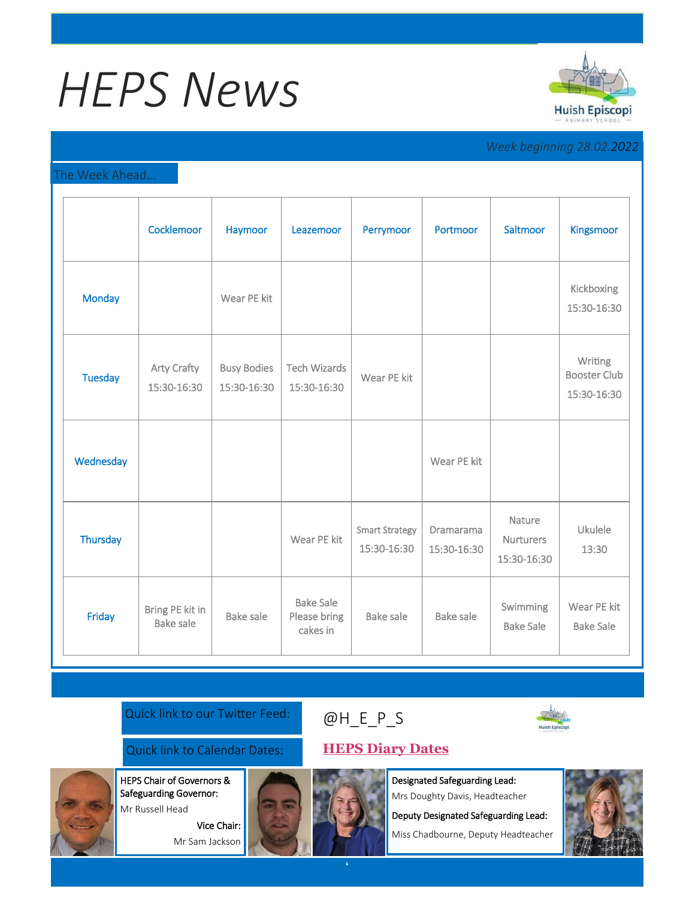# HEPS News

*Week beginning 28.02.2022*

The Week Ahead...

| | Cocklemoor | Haymoor | Leazemoor | Perrymoor | Portmoor | Saltmoor | Kingsmoor |
|---|---|---|---|---|---|---|---|
| Monday | | Wear PE kit | | | | | Kickboxing 15:30-16:30 |
| Tuesday | Arty Crafty 15:30-16:30 | Busy Bodies 15:30-16:30 | Tech Wizards 15:30-16:30 | Wear PE kit | | | Writing Booster Club 15:30-16:30 |
| Wednesday | | | | | Wear PE kit | | |
| Thursday | | | Wear PE kit | Smart Strategy 15:30-16:30 | Dramarama 15:30-16:30 | Nature Nurturers 15:30-16:30 | Ukulele 13:30 |
| Friday | Bring PE kit in Bake sale | Bake sale | Bake Sale Please bring cakes in | Bake sale | Bake sale | Swimming Bake Sale | Wear PE kit Bake Sale |

Quick link to our Twitter Feed: @H_E_P_S

Quick link to Calendar Dates: **HEPS Diary Dates**

**HEPS Chair of Governors & Safeguarding Governor:**
Mr Russell Head

**Vice Chair:**
Mr Sam Jackson

**Designated Safeguarding Lead:**
Mrs Doughty Davis, Headteacher

**Deputy Designated Safeguarding Lead:**
Miss Chadbourne, Deputy Headteacher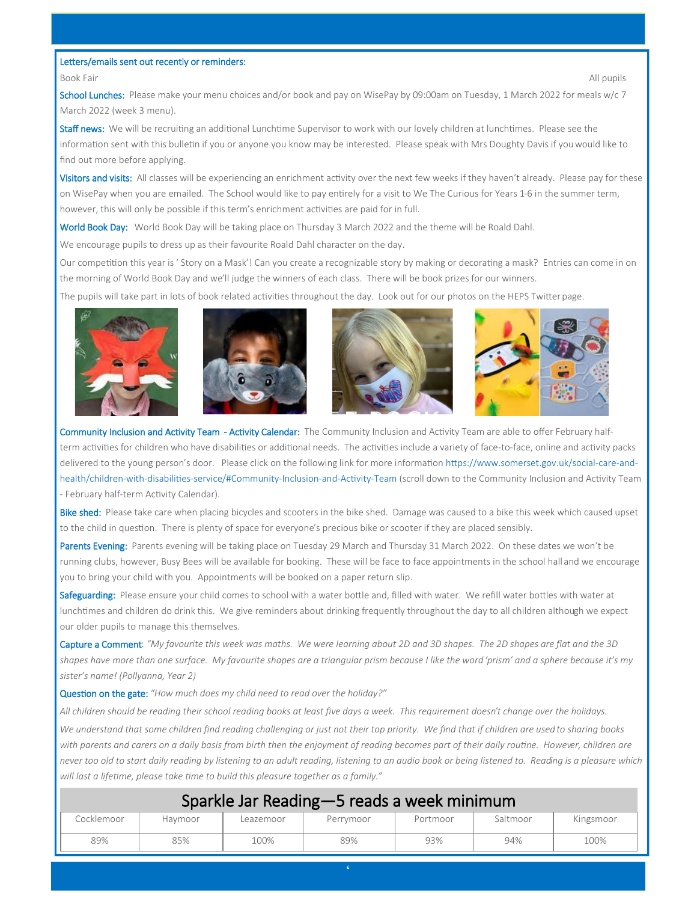**Letters/emails sent out recently or reminders:**

Book Fair — All pupils

**School Lunches:** Please make your menu choices and/or book and pay on WisePay by 09:00am on Tuesday, 1 March 2022 for meals w/c 7 March 2022 (week 3 menu).

**Staff news:** We will be recruiting an additional Lunchtime Supervisor to work with our lovely children at lunchtimes. Please see the information sent with this bulletin if you or anyone you know may be interested. Please speak with Mrs Doughty Davis if you would like to find out more before applying.

**Visitors and visits:** All classes will be experiencing an enrichment activity over the next few weeks if they haven't already. Please pay for these on WisePay when you are emailed. The School would like to pay entirely for a visit to We The Curious for Years 1-6 in the summer term, however, this will only be possible if this term's enrichment activities are paid for in full.

**World Book Day:** World Book Day will be taking place on Thursday 3 March 2022 and the theme will be Roald Dahl.

We encourage pupils to dress up as their favourite Roald Dahl character on the day.

Our competition this year is ' Story on a Mask'! Can you create a recognizable story by making or decorating a mask? Entries can come in on the morning of World Book Day and we'll judge the winners of each class. There will be book prizes for our winners.

The pupils will take part in lots of book related activities throughout the day. Look out for our photos on the HEPS Twitter page.

**Community Inclusion and Activity Team - Activity Calendar:** The Community Inclusion and Activity Team are able to offer February half-term activities for children who have disabilities or additional needs. The activities include a variety of face-to-face, online and activity packs delivered to the young person's door. Please click on the following link for more information https://www.somerset.gov.uk/social-care-and-health/children-with-disabilities-service/#Community-Inclusion-and-Activity-Team (scroll down to the Community Inclusion and Activity Team - February half-term Activity Calendar).

**Bike shed:** Please take care when placing bicycles and scooters in the bike shed. Damage was caused to a bike this week which caused upset to the child in question. There is plenty of space for everyone's precious bike or scooter if they are placed sensibly.

**Parents Evening:** Parents evening will be taking place on Tuesday 29 March and Thursday 31 March 2022. On these dates we won't be running clubs, however, Busy Bees will be available for booking. These will be face to face appointments in the school hall and we encourage you to bring your child with you. Appointments will be booked on a paper return slip.

**Safeguarding:** Please ensure your child comes to school with a water bottle and, filled with water. We refill water bottles with water at lunchtimes and children do drink this. We give reminders about drinking frequently throughout the day to all children although we expect our older pupils to manage this themselves.

**Capture a Comment**: *"My favourite this week was maths. We were learning about 2D and 3D shapes. The 2D shapes are flat and the 3D shapes have more than one surface. My favourite shapes are a triangular prism because I like the word 'prism' and a sphere because it's my sister's name! (Pollyanna, Year 2)*

**Question on the gate:** *"How much does my child need to read over the holiday?"*

*All children should be reading their school reading books at least five days a week. This requirement doesn't change over the holidays.*

*We understand that some children find reading challenging or just not their top priority. We find that if children are used to sharing books with parents and carers on a daily basis from birth then the enjoyment of reading becomes part of their daily routine. However, children are never too old to start daily reading by listening to an adult reading, listening to an audio book or being listened to. Reading is a pleasure which will last a lifetime, please take time to build this pleasure together as a family."*

## Sparkle Jar Reading—5 reads a week minimum

| Cocklemoor | Haymoor | Leazemoor | Perrymoor | Portmoor | Saltmoor | Kingsmoor |
|---|---|---|---|---|---|---|
| 89% | 85% | 100% | 89% | 93% | 94% | 100% |